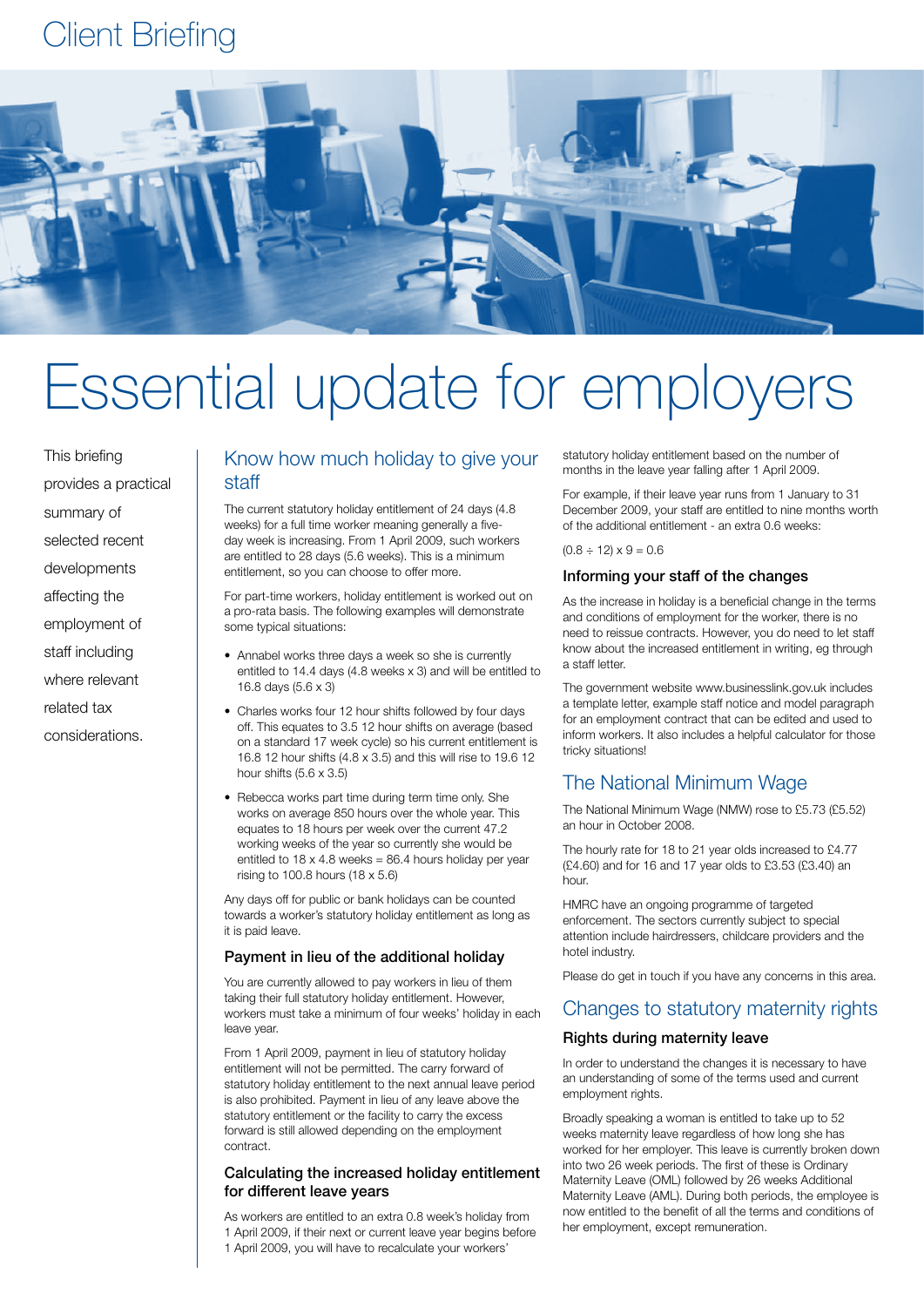Client Briefing

# Essential update for employers

This briefing provides a practical summary of selected recent developments affecting the employment of staff including where relevant related tax considerations.

## Know how much holiday to give your staff

The current statutory holiday entitlement of 24 days (4.8 weeks) for a full time worker meaning generally a five-day week is increasing. From 1 April 2009, such workers are entitled to 28 days (5.6 weeks). This is a minimum entitlement, so you can choose to offer more.

For part-time workers, holiday entitlement is worked out on a pro-rata basis. The following examples will demonstrate some typical situations:

- Annabel works three days a week so she is currently entitled to 14.4 days (4.8 weeks x 3) and will be entitled to 16.8 days (5.6 x 3)
- Charles works four 12 hour shifts followed by four days off. This equates to 3.5 12 hour shifts on average (based on a standard 17 week cycle) so his current entitlement is 16.8 12 hour shifts (4.8 x 3.5) and this will rise to 19.6 12 hour shifts (5.6 x 3.5)
- Rebecca works part time during term time only. She works on average 850 hours over the whole year. This equates to 18 hours per week over the current 47.2 working weeks of the year so currently she would be entitled to 18 x 4.8 weeks = 86.4 hours holiday per year rising to 100.8 hours (18 x 5.6)

Any days off for public or bank holidays can be counted towards a worker's statutory holiday entitlement as long as it is paid leave.

### Payment in lieu of the additional holiday

You are currently allowed to pay workers in lieu of them taking their full statutory holiday entitlement. However, workers must take a minimum of four weeks' holiday in each leave year.

From 1 April 2009, payment in lieu of statutory holiday entitlement will not be permitted. The carry forward of statutory holiday entitlement to the next annual leave period is also prohibited. Payment in lieu of any leave above the statutory entitlement or the facility to carry the excess forward is still allowed depending on the employment contract.

### Calculating the increased holiday entitlement for different leave years

As workers are entitled to an extra 0.8 week's holiday from 1 April 2009, if their next or current leave year begins before 1 April 2009, you will have to recalculate your workers' statutory holiday entitlement based on the number of months in the leave year falling after 1 April 2009.

For example, if their leave year runs from 1 January to 31 December 2009, your staff are entitled to nine months worth of the additional entitlement - an extra 0.6 weeks:

$(0.8 \div 12) \times 9 = 0.6$

### Informing your staff of the changes

As the increase in holiday is a beneficial change in the terms and conditions of employment for the worker, there is no need to reissue contracts. However, you do need to let staff know about the increased entitlement in writing, eg through a staff letter.

The government website www.businesslink.gov.uk includes a template letter, example staff notice and model paragraph for an employment contract that can be edited and used to inform workers. It also includes a helpful calculator for those tricky situations!

## The National Minimum Wage

The National Minimum Wage (NMW) rose to £5.73 (£5.52) an hour in October 2008.

The hourly rate for 18 to 21 year olds increased to £4.77 (£4.60) and for 16 and 17 year olds to £3.53 (£3.40) an hour.

HMRC have an ongoing programme of targeted enforcement. The sectors currently subject to special attention include hairdressers, childcare providers and the hotel industry.

Please do get in touch if you have any concerns in this area.

## Changes to statutory maternity rights

### Rights during maternity leave

In order to understand the changes it is necessary to have an understanding of some of the terms used and current employment rights.

Broadly speaking a woman is entitled to take up to 52 weeks maternity leave regardless of how long she has worked for her employer. This leave is currently broken down into two 26 week periods. The first of these is Ordinary Maternity Leave (OML) followed by 26 weeks Additional Maternity Leave (AML). During both periods, the employee is now entitled to the benefit of all the terms and conditions of her employment, except remuneration.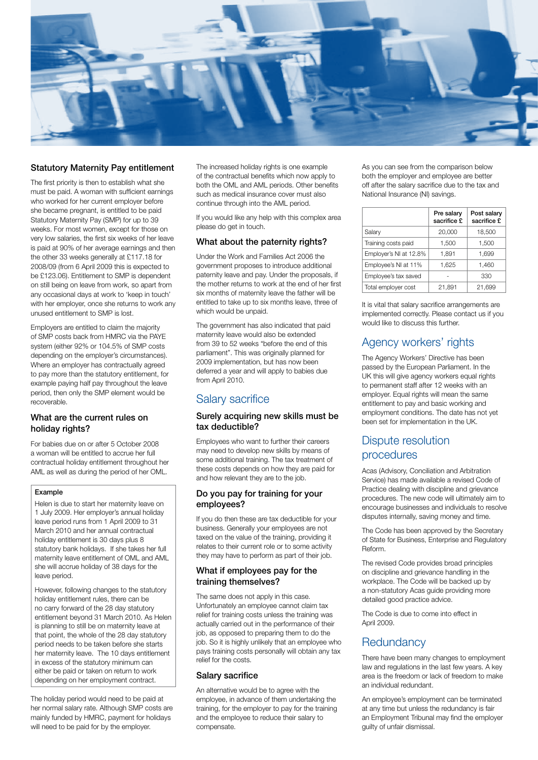## Statutory Maternity Pay entitlement

The first priority is then to establish what she must be paid. A woman with sufficient earnings who worked for her current employer before she became pregnant, is entitled to be paid Statutory Maternity Pay (SMP) for up to 39 weeks. For most women, except for those on very low salaries, the first six weeks of her leave is paid at 90% of her average earnings and then the other 33 weeks generally at £117.18 for 2008/09 (from 6 April 2009 this is expected to be £123.06). Entitlement to SMP is dependent on still being on leave from work, so apart from any occasional days at work to 'keep in touch' with her employer, once she returns to work any unused entitlement to SMP is lost.

Employers are entitled to claim the majority of SMP costs back from HMRC via the PAYE system (either 92% or 104.5% of SMP costs depending on the employer's circumstances). Where an employer has contractually agreed to pay more than the statutory entitlement, for example paying half pay throughout the leave period, then only the SMP element would be recoverable.

## What are the current rules on holiday rights?

For babies due on or after 5 October 2008 a woman will be entitled to accrue her full contractual holiday entitlement throughout her AML as well as during the period of her OML.

> **Example**
>
> Helen is due to start her maternity leave on 1 July 2009. Her employer's annual holiday leave period runs from 1 April 2009 to 31 March 2010 and her annual contractual holiday entitlement is 30 days plus 8 statutory bank holidays. If she takes her full maternity leave entitlement of OML and AML she will accrue holiday of 38 days for the leave period.
>
> However, following changes to the statutory holiday entitlement rules, there can be no carry forward of the 28 day statutory entitlement beyond 31 March 2010. As Helen is planning to still be on maternity leave at that point, the whole of the 28 day statutory period needs to be taken before she starts her maternity leave. The 10 days entitlement in excess of the statutory minimum can either be paid or taken on return to work depending on her employment contract.

The holiday period would need to be paid at her normal salary rate. Although SMP costs are mainly funded by HMRC, payment for holidays will need to be paid for by the employer.

The increased holiday rights is one example of the contractual benefits which now apply to both the OML and AML periods. Other benefits such as medical insurance cover must also continue through into the AML period.

If you would like any help with this complex area please do get in touch.

## What about the paternity rights?

Under the Work and Families Act 2006 the government proposes to introduce additional paternity leave and pay. Under the proposals, if the mother returns to work at the end of her first six months of maternity leave the father will be entitled to take up to six months leave, three of which would be unpaid.

The government has also indicated that paid maternity leave would also be extended from 39 to 52 weeks "before the end of this parliament". This was originally planned for 2009 implementation, but has now been deferred a year and will apply to babies due from April 2010.

# Salary sacrifice

## Surely acquiring new skills must be tax deductible?

Employees who want to further their careers may need to develop new skills by means of some additional training. The tax treatment of these costs depends on how they are paid for and how relevant they are to the job.

## Do you pay for training for your employees?

If you do then these are tax deductible for your business. Generally your employees are not taxed on the value of the training, providing it relates to their current role or to some activity they may have to perform as part of their job.

## What if employees pay for the training themselves?

The same does not apply in this case. Unfortunately an employee cannot claim tax relief for training costs unless the training was actually carried out in the performance of their job, as opposed to preparing them to do the job. So it is highly unlikely that an employee who pays training costs personally will obtain any tax relief for the costs.

## Salary sacrifice

An alternative would be to agree with the employee, in advance of them undertaking the training, for the employer to pay for the training and the employee to reduce their salary to compensate.

As you can see from the comparison below both the employer and employee are better off after the salary sacrifice due to the tax and National Insurance (NI) savings.

| | Pre salary sacrifice £ | Post salary sacrifice £ |
|---|---|---|
| Salary | 20,000 | 18,500 |
| Training costs paid | 1,500 | 1,500 |
| Employer's NI at 12.8% | 1,891 | 1,699 |
| Employee's NI at 11% | 1,625 | 1,460 |
| Employee's tax saved | - | 330 |
| Total employer cost | 21,891 | 21,699 |

It is vital that salary sacrifice arrangements are implemented correctly. Please contact us if you would like to discuss this further.

# Agency workers' rights

The Agency Workers' Directive has been passed by the European Parliament. In the UK this will give agency workers equal rights to permanent staff after 12 weeks with an employer. Equal rights will mean the same entitlement to pay and basic working and employment conditions. The date has not yet been set for implementation in the UK.

# Dispute resolution procedures

Acas (Advisory, Conciliation and Arbitration Service) has made available a revised Code of Practice dealing with discipline and grievance procedures. The new code will ultimately aim to encourage businesses and individuals to resolve disputes internally, saving money and time.

The Code has been approved by the Secretary of State for Business, Enterprise and Regulatory Reform.

The revised Code provides broad principles on discipline and grievance handling in the workplace. The Code will be backed up by a non-statutory Acas guide providing more detailed good practice advice.

The Code is due to come into effect in April 2009.

# Redundancy

There have been many changes to employment law and regulations in the last few years. A key area is the freedom or lack of freedom to make an individual redundant.

An employee's employment can be terminated at any time but unless the redundancy is fair an Employment Tribunal may find the employer guilty of unfair dismissal.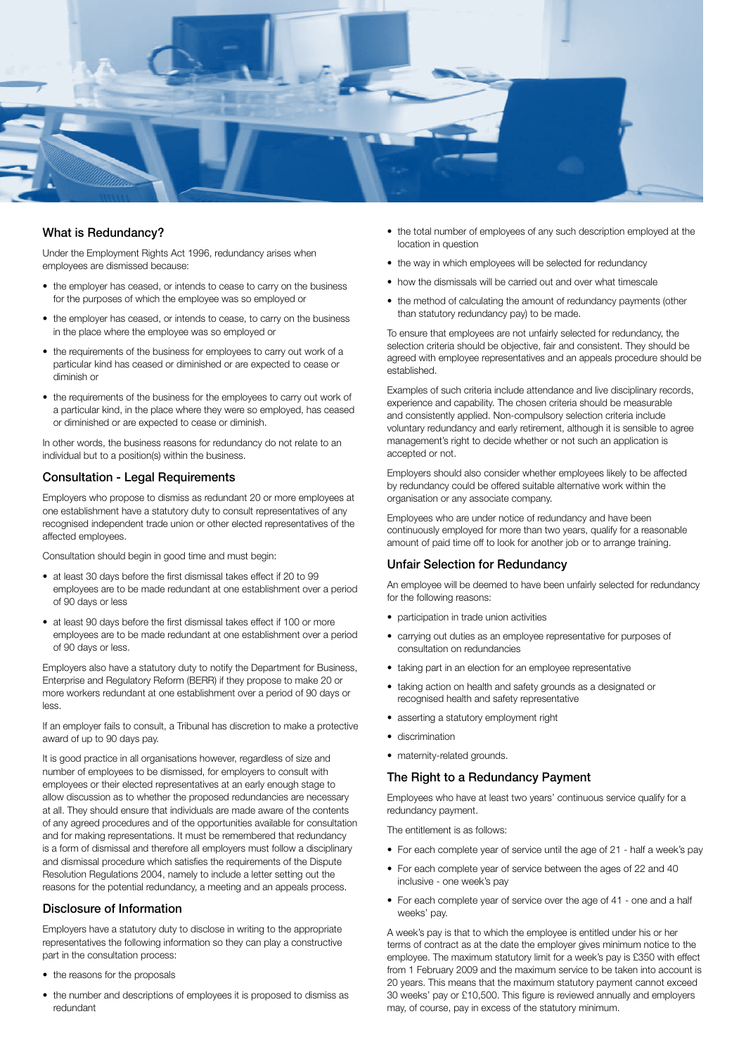## What is Redundancy?

Under the Employment Rights Act 1996, redundancy arises when employees are dismissed because:

- the employer has ceased, or intends to cease to carry on the business for the purposes of which the employee was so employed or
- the employer has ceased, or intends to cease, to carry on the business in the place where the employee was so employed or
- the requirements of the business for employees to carry out work of a particular kind has ceased or diminished or are expected to cease or diminish or
- the requirements of the business for the employees to carry out work of a particular kind, in the place where they were so employed, has ceased or diminished or are expected to cease or diminish.

In other words, the business reasons for redundancy do not relate to an individual but to a position(s) within the business.

## Consultation - Legal Requirements

Employers who propose to dismiss as redundant 20 or more employees at one establishment have a statutory duty to consult representatives of any recognised independent trade union or other elected representatives of the affected employees.

Consultation should begin in good time and must begin:

- at least 30 days before the first dismissal takes effect if 20 to 99 employees are to be made redundant at one establishment over a period of 90 days or less
- at least 90 days before the first dismissal takes effect if 100 or more employees are to be made redundant at one establishment over a period of 90 days or less.

Employers also have a statutory duty to notify the Department for Business, Enterprise and Regulatory Reform (BERR) if they propose to make 20 or more workers redundant at one establishment over a period of 90 days or less.

If an employer fails to consult, a Tribunal has discretion to make a protective award of up to 90 days pay.

It is good practice in all organisations however, regardless of size and number of employees to be dismissed, for employers to consult with employees or their elected representatives at an early enough stage to allow discussion as to whether the proposed redundancies are necessary at all. They should ensure that individuals are made aware of the contents of any agreed procedures and of the opportunities available for consultation and for making representations. It must be remembered that redundancy is a form of dismissal and therefore all employers must follow a disciplinary and dismissal procedure which satisfies the requirements of the Dispute Resolution Regulations 2004, namely to include a letter setting out the reasons for the potential redundancy, a meeting and an appeals process.

## Disclosure of Information

Employers have a statutory duty to disclose in writing to the appropriate representatives the following information so they can play a constructive part in the consultation process:

- the reasons for the proposals
- the number and descriptions of employees it is proposed to dismiss as redundant
- the total number of employees of any such description employed at the location in question
- the way in which employees will be selected for redundancy
- how the dismissals will be carried out and over what timescale
- the method of calculating the amount of redundancy payments (other than statutory redundancy pay) to be made.

To ensure that employees are not unfairly selected for redundancy, the selection criteria should be objective, fair and consistent. They should be agreed with employee representatives and an appeals procedure should be established.

Examples of such criteria include attendance and live disciplinary records, experience and capability. The chosen criteria should be measurable and consistently applied. Non-compulsory selection criteria include voluntary redundancy and early retirement, although it is sensible to agree management's right to decide whether or not such an application is accepted or not.

Employers should also consider whether employees likely to be affected by redundancy could be offered suitable alternative work within the organisation or any associate company.

Employees who are under notice of redundancy and have been continuously employed for more than two years, qualify for a reasonable amount of paid time off to look for another job or to arrange training.

## Unfair Selection for Redundancy

An employee will be deemed to have been unfairly selected for redundancy for the following reasons:

- participation in trade union activities
- carrying out duties as an employee representative for purposes of consultation on redundancies
- taking part in an election for an employee representative
- taking action on health and safety grounds as a designated or recognised health and safety representative
- asserting a statutory employment right
- discrimination
- maternity-related grounds.

## The Right to a Redundancy Payment

Employees who have at least two years' continuous service qualify for a redundancy payment.

The entitlement is as follows:

- For each complete year of service until the age of 21 - half a week's pay
- For each complete year of service between the ages of 22 and 40 inclusive - one week's pay
- For each complete year of service over the age of 41 - one and a half weeks' pay.

A week's pay is that to which the employee is entitled under his or her terms of contract as at the date the employer gives minimum notice to the employee. The maximum statutory limit for a week's pay is £350 with effect from 1 February 2009 and the maximum service to be taken into account is 20 years. This means that the maximum statutory payment cannot exceed 30 weeks' pay or £10,500. This figure is reviewed annually and employers may, of course, pay in excess of the statutory minimum.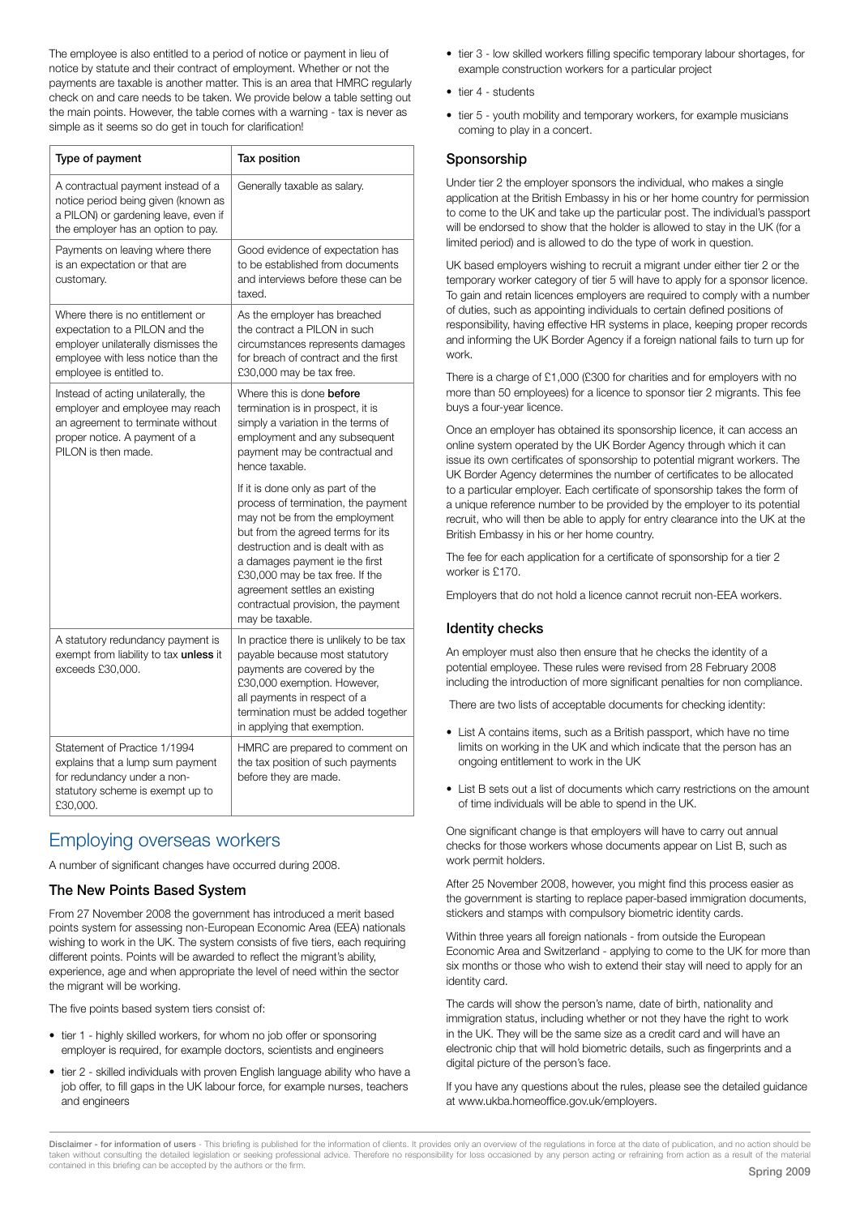The employee is also entitled to a period of notice or payment in lieu of notice by statute and their contract of employment. Whether or not the payments are taxable is another matter. This is an area that HMRC regularly check on and care needs to be taken. We provide below a table setting out the main points. However, the table comes with a warning - tax is never as simple as it seems so do get in touch for clarification!

| Type of payment | Tax position |
|---|---|
| A contractual payment instead of a notice period being given (known as a PILON) or gardening leave, even if the employer has an option to pay. | Generally taxable as salary. |
| Payments on leaving where there is an expectation or that are customary. | Good evidence of expectation has to be established from documents and interviews before these can be taxed. |
| Where there is no entitlement or expectation to a PILON and the employer unilaterally dismisses the employee with less notice than the employee is entitled to. | As the employer has breached the contract a PILON in such circumstances represents damages for breach of contract and the first £30,000 may be tax free. |
| Instead of acting unilaterally, the employer and employee may reach an agreement to terminate without proper notice. A payment of a PILON is then made. | Where this is done **before** termination is in prospect, it is simply a variation in the terms of employment and any subsequent payment may be contractual and hence taxable. If it is done only as part of the process of termination, the payment may not be from the employment but from the agreed terms for its destruction and is dealt with as a damages payment ie the first £30,000 may be tax free. If the agreement settles an existing contractual provision, the payment may be taxable. |
| A statutory redundancy payment is exempt from liability to tax **unless** it exceeds £30,000. | In practice there is unlikely to be tax payable because most statutory payments are covered by the £30,000 exemption. However, all payments in respect of a termination must be added together in applying that exemption. |
| Statement of Practice 1/1994 explains that a lump sum payment for redundancy under a non-statutory scheme is exempt up to £30,000. | HMRC are prepared to comment on the tax position of such payments before they are made. |

## Employing overseas workers

A number of significant changes have occurred during 2008.

### The New Points Based System

From 27 November 2008 the government has introduced a merit based points system for assessing non-European Economic Area (EEA) nationals wishing to work in the UK. The system consists of five tiers, each requiring different points. Points will be awarded to reflect the migrant's ability, experience, age and when appropriate the level of need within the sector the migrant will be working.

The five points based system tiers consist of:

- tier 1 - highly skilled workers, for whom no job offer or sponsoring employer is required, for example doctors, scientists and engineers
- tier 2 - skilled individuals with proven English language ability who have a job offer, to fill gaps in the UK labour force, for example nurses, teachers and engineers
- tier 3 - low skilled workers filling specific temporary labour shortages, for example construction workers for a particular project
- tier 4 - students
- tier 5 - youth mobility and temporary workers, for example musicians coming to play in a concert.

### Sponsorship

Under tier 2 the employer sponsors the individual, who makes a single application at the British Embassy in his or her home country for permission to come to the UK and take up the particular post. The individual's passport will be endorsed to show that the holder is allowed to stay in the UK (for a limited period) and is allowed to do the type of work in question.

UK based employers wishing to recruit a migrant under either tier 2 or the temporary worker category of tier 5 will have to apply for a sponsor licence. To gain and retain licences employers are required to comply with a number of duties, such as appointing individuals to certain defined positions of responsibility, having effective HR systems in place, keeping proper records and informing the UK Border Agency if a foreign national fails to turn up for work.

There is a charge of £1,000 (£300 for charities and for employers with no more than 50 employees) for a licence to sponsor tier 2 migrants. This fee buys a four-year licence.

Once an employer has obtained its sponsorship licence, it can access an online system operated by the UK Border Agency through which it can issue its own certificates of sponsorship to potential migrant workers. The UK Border Agency determines the number of certificates to be allocated to a particular employer. Each certificate of sponsorship takes the form of a unique reference number to be provided by the employer to its potential recruit, who will then be able to apply for entry clearance into the UK at the British Embassy in his or her home country.

The fee for each application for a certificate of sponsorship for a tier 2 worker is £170.

Employers that do not hold a licence cannot recruit non-EEA workers.

### Identity checks

An employer must also then ensure that he checks the identity of a potential employee. These rules were revised from 28 February 2008 including the introduction of more significant penalties for non compliance.

There are two lists of acceptable documents for checking identity:

- List A contains items, such as a British passport, which have no time limits on working in the UK and which indicate that the person has an ongoing entitlement to work in the UK
- List B sets out a list of documents which carry restrictions on the amount of time individuals will be able to spend in the UK.

One significant change is that employers will have to carry out annual checks for those workers whose documents appear on List B, such as work permit holders.

After 25 November 2008, however, you might find this process easier as the government is starting to replace paper-based immigration documents, stickers and stamps with compulsory biometric identity cards.

Within three years all foreign nationals - from outside the European Economic Area and Switzerland - applying to come to the UK for more than six months or those who wish to extend their stay will need to apply for an identity card.

The cards will show the person's name, date of birth, nationality and immigration status, including whether or not they have the right to work in the UK. They will be the same size as a credit card and will have an electronic chip that will hold biometric details, such as fingerprints and a digital picture of the person's face.

If you have any questions about the rules, please see the detailed guidance at www.ukba.homeoffice.gov.uk/employers.

**Disclaimer - for information of users** - This briefing is published for the information of clients. It provides only an overview of the regulations in force at the date of publication, and no action should be taken without consulting the detailed legislation or seeking professional advice. Therefore no responsibility for loss occasioned by any person acting or refraining from action as a result of the material contained in this briefing can be accepted by the authors or the firm.

Spring 2009